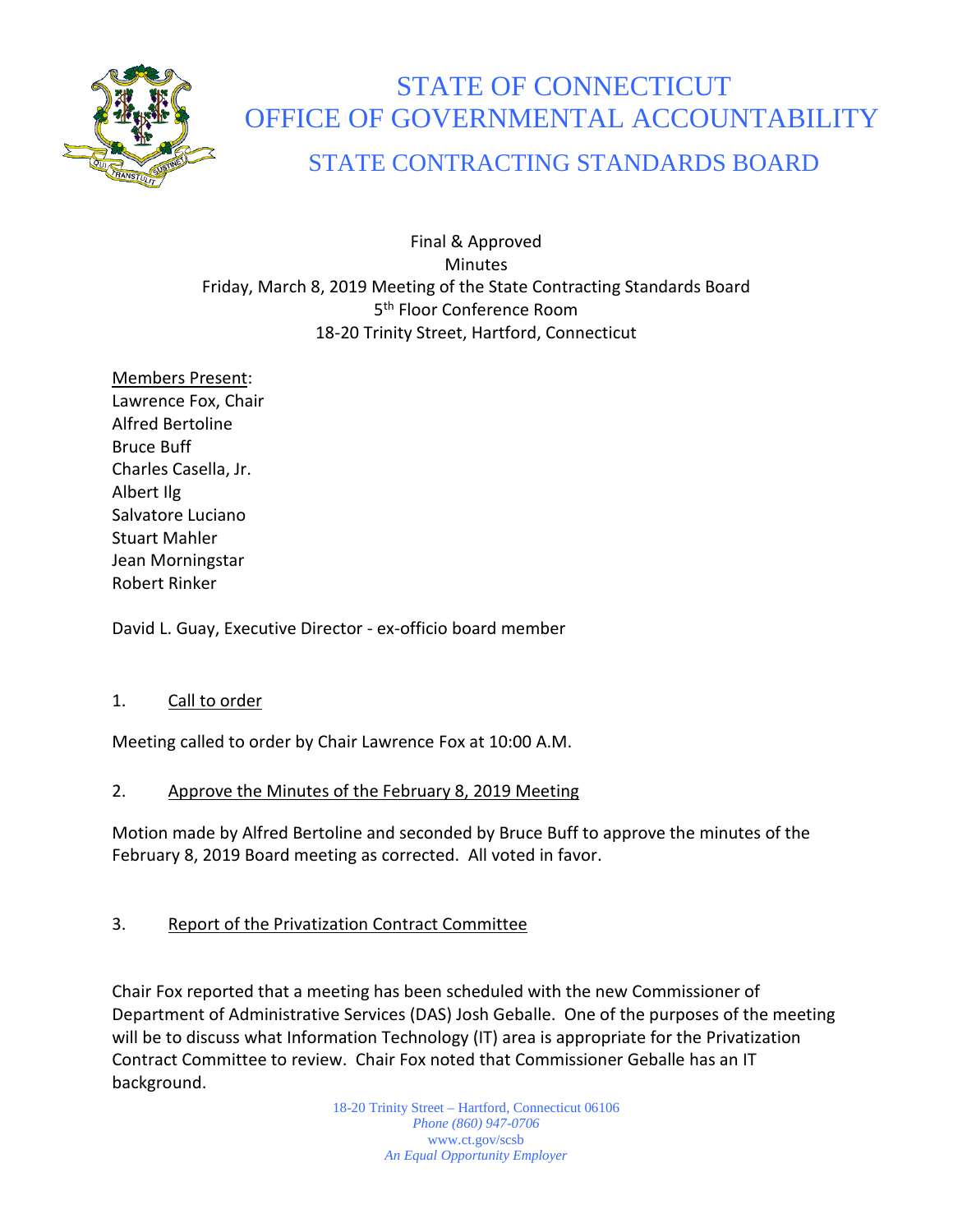# STATE OF CONNECTICUT
# OFFICE OF GOVERNMENTAL ACCOUNTABILITY
## STATE CONTRACTING STANDARDS BOARD

Final & Approved
Minutes
Friday, March 8, 2019 Meeting of the State Contracting Standards Board
5th Floor Conference Room
18-20 Trinity Street, Hartford, Connecticut

Members Present:
Lawrence Fox, Chair
Alfred Bertoline
Bruce Buff
Charles Casella, Jr.
Albert Ilg
Salvatore Luciano
Stuart Mahler
Jean Morningstar
Robert Rinker

David L. Guay, Executive Director - ex-officio board member

1. Call to order

Meeting called to order by Chair Lawrence Fox at 10:00 A.M.

2. Approve the Minutes of the February 8, 2019 Meeting

Motion made by Alfred Bertoline and seconded by Bruce Buff to approve the minutes of the February 8, 2019 Board meeting as corrected. All voted in favor.

3. Report of the Privatization Contract Committee

Chair Fox reported that a meeting has been scheduled with the new Commissioner of Department of Administrative Services (DAS) Josh Geballe. One of the purposes of the meeting will be to discuss what Information Technology (IT) area is appropriate for the Privatization Contract Committee to review. Chair Fox noted that Commissioner Geballe has an IT background.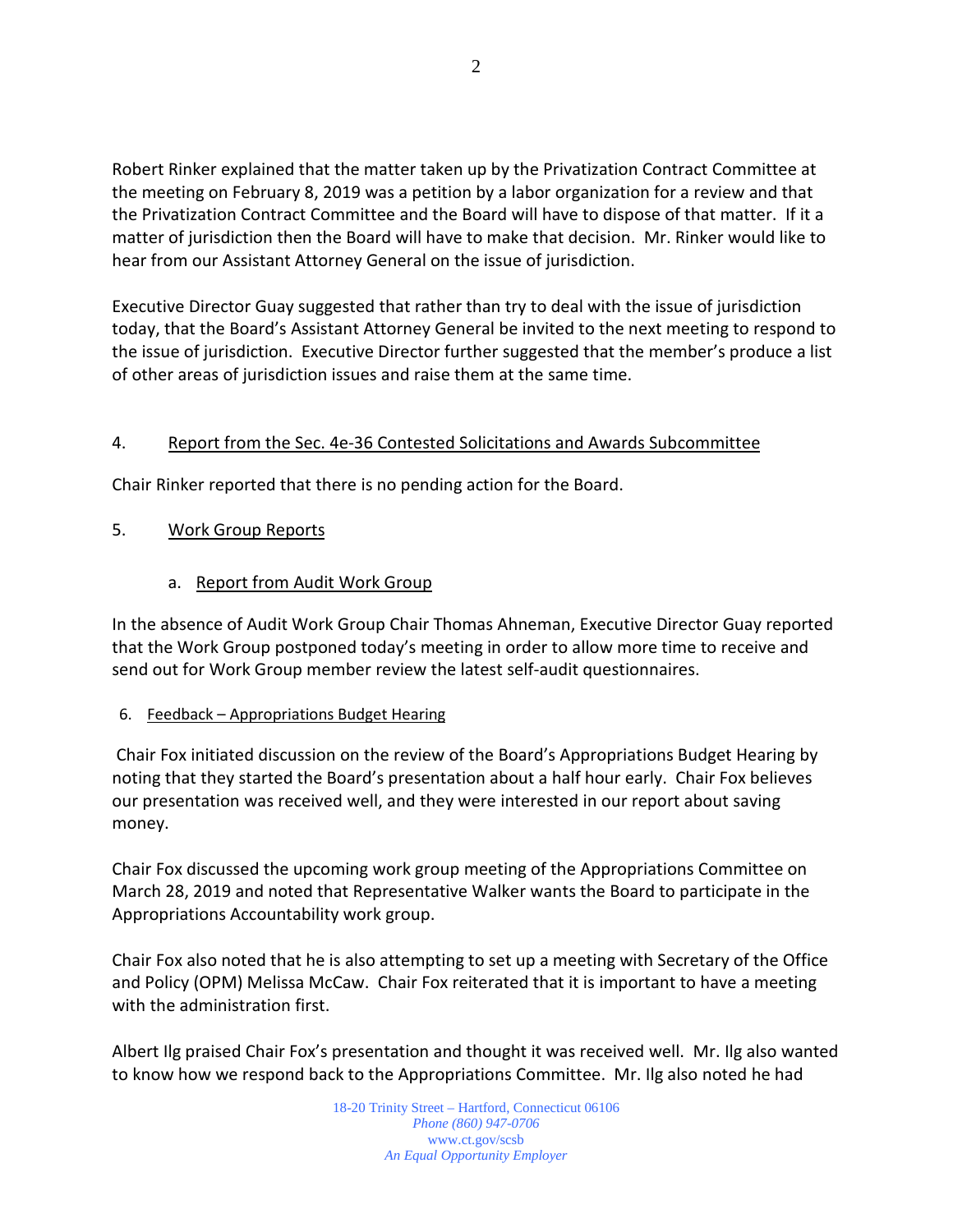Robert Rinker explained that the matter taken up by the Privatization Contract Committee at the meeting on February 8, 2019 was a petition by a labor organization for a review and that the Privatization Contract Committee and the Board will have to dispose of that matter. If it a matter of jurisdiction then the Board will have to make that decision. Mr. Rinker would like to hear from our Assistant Attorney General on the issue of jurisdiction.

Executive Director Guay suggested that rather than try to deal with the issue of jurisdiction today, that the Board's Assistant Attorney General be invited to the next meeting to respond to the issue of jurisdiction. Executive Director further suggested that the member's produce a list of other areas of jurisdiction issues and raise them at the same time.

4. Report from the Sec. 4e-36 Contested Solicitations and Awards Subcommittee

Chair Rinker reported that there is no pending action for the Board.

5. Work Group Reports

a. Report from Audit Work Group

In the absence of Audit Work Group Chair Thomas Ahneman, Executive Director Guay reported that the Work Group postponed today's meeting in order to allow more time to receive and send out for Work Group member review the latest self-audit questionnaires.

6. Feedback – Appropriations Budget Hearing

Chair Fox initiated discussion on the review of the Board's Appropriations Budget Hearing by noting that they started the Board's presentation about a half hour early. Chair Fox believes our presentation was received well, and they were interested in our report about saving money.

Chair Fox discussed the upcoming work group meeting of the Appropriations Committee on March 28, 2019 and noted that Representative Walker wants the Board to participate in the Appropriations Accountability work group.

Chair Fox also noted that he is also attempting to set up a meeting with Secretary of the Office and Policy (OPM) Melissa McCaw. Chair Fox reiterated that it is important to have a meeting with the administration first.

Albert Ilg praised Chair Fox's presentation and thought it was received well. Mr. Ilg also wanted to know how we respond back to the Appropriations Committee. Mr. Ilg also noted he had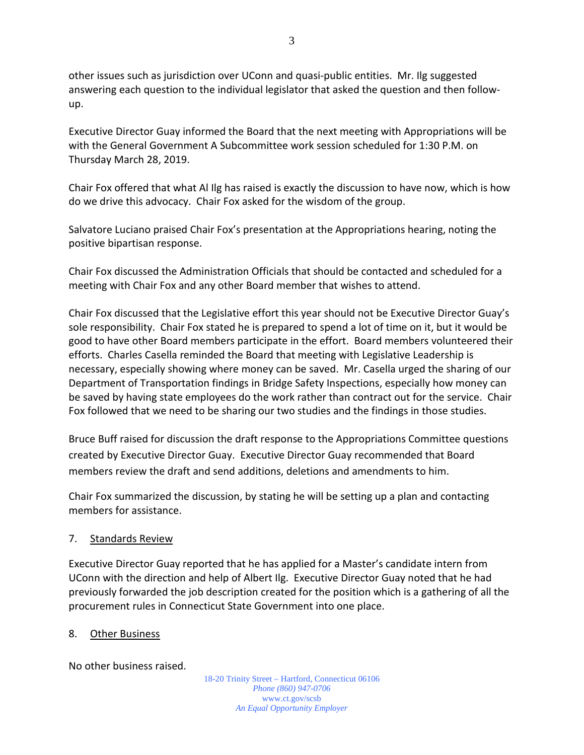other issues such as jurisdiction over UConn and quasi-public entities. Mr. Ilg suggested answering each question to the individual legislator that asked the question and then follow-up.

Executive Director Guay informed the Board that the next meeting with Appropriations will be with the General Government A Subcommittee work session scheduled for 1:30 P.M. on Thursday March 28, 2019.

Chair Fox offered that what Al Ilg has raised is exactly the discussion to have now, which is how do we drive this advocacy. Chair Fox asked for the wisdom of the group.

Salvatore Luciano praised Chair Fox's presentation at the Appropriations hearing, noting the positive bipartisan response.

Chair Fox discussed the Administration Officials that should be contacted and scheduled for a meeting with Chair Fox and any other Board member that wishes to attend.

Chair Fox discussed that the Legislative effort this year should not be Executive Director Guay's sole responsibility. Chair Fox stated he is prepared to spend a lot of time on it, but it would be good to have other Board members participate in the effort. Board members volunteered their efforts. Charles Casella reminded the Board that meeting with Legislative Leadership is necessary, especially showing where money can be saved. Mr. Casella urged the sharing of our Department of Transportation findings in Bridge Safety Inspections, especially how money can be saved by having state employees do the work rather than contract out for the service. Chair Fox followed that we need to be sharing our two studies and the findings in those studies.

Bruce Buff raised for discussion the draft response to the Appropriations Committee questions created by Executive Director Guay. Executive Director Guay recommended that Board members review the draft and send additions, deletions and amendments to him.

Chair Fox summarized the discussion, by stating he will be setting up a plan and contacting members for assistance.

7. Standards Review

Executive Director Guay reported that he has applied for a Master's candidate intern from UConn with the direction and help of Albert Ilg. Executive Director Guay noted that he had previously forwarded the job description created for the position which is a gathering of all the procurement rules in Connecticut State Government into one place.

8. Other Business

No other business raised.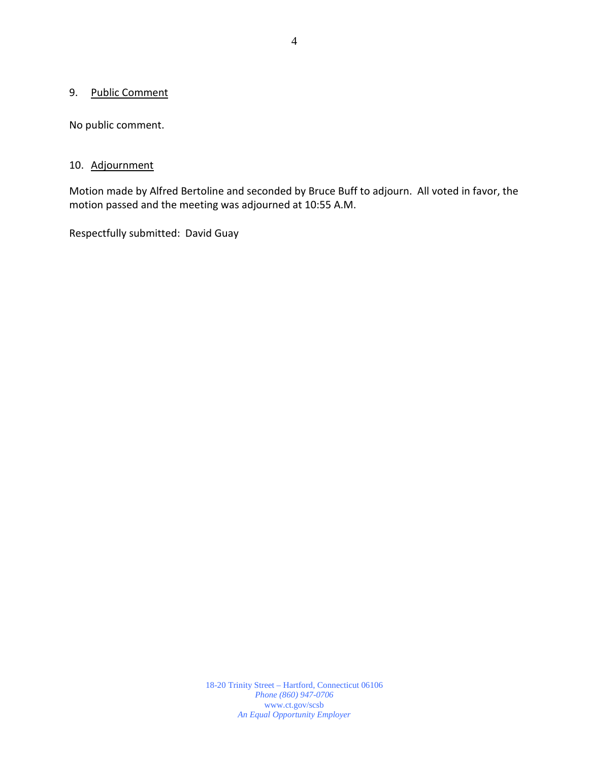9. Public Comment

No public comment.

10. Adjournment

Motion made by Alfred Bertoline and seconded by Bruce Buff to adjourn. All voted in favor, the motion passed and the meeting was adjourned at 10:55 A.M.

Respectfully submitted: David Guay

18-20 Trinity Street – Hartford, Connecticut 06106
*Phone (860) 947-0706*
www.ct.gov/scsb
*An Equal Opportunity Employer*